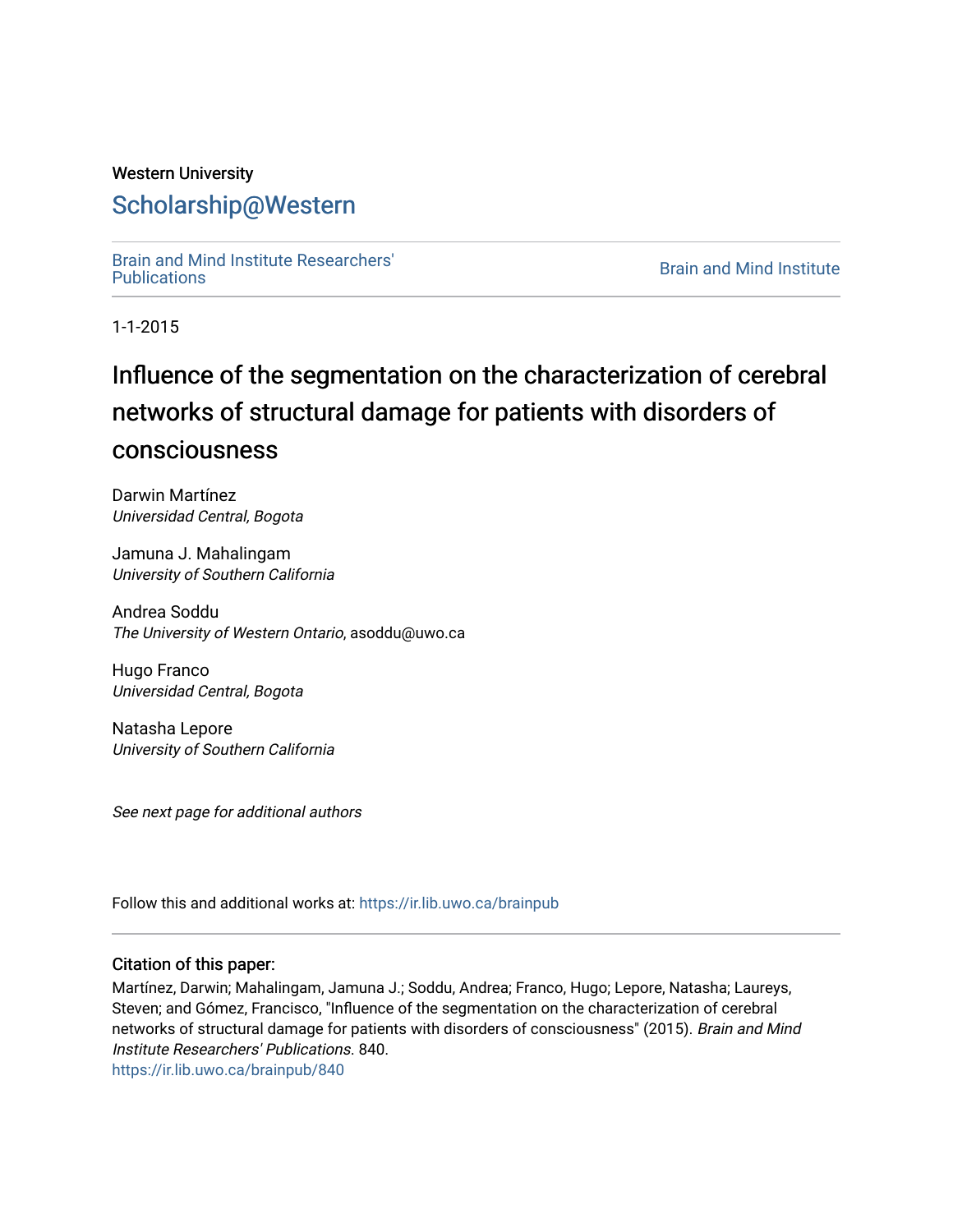Western University

# Scholarship@Western

Brain and Mind Institute Researchers' Publications

Brain and Mind Institute

1-1-2015

# Influence of the segmentation on the characterization of cerebral networks of structural damage for patients with disorders of consciousness

Darwin Martínez
*Universidad Central, Bogota*

Jamuna J. Mahalingam
*University of Southern California*

Andrea Soddu
*The University of Western Ontario*, asoddu@uwo.ca

Hugo Franco
*Universidad Central, Bogota*

Natasha Lepore
*University of Southern California*

*See next page for additional authors*

Follow this and additional works at: https://ir.lib.uwo.ca/brainpub

### Citation of this paper:

Martínez, Darwin; Mahalingam, Jamuna J.; Soddu, Andrea; Franco, Hugo; Lepore, Natasha; Laureys, Steven; and Gómez, Francisco, "Influence of the segmentation on the characterization of cerebral networks of structural damage for patients with disorders of consciousness" (2015). *Brain and Mind Institute Researchers' Publications*. 840.
https://ir.lib.uwo.ca/brainpub/840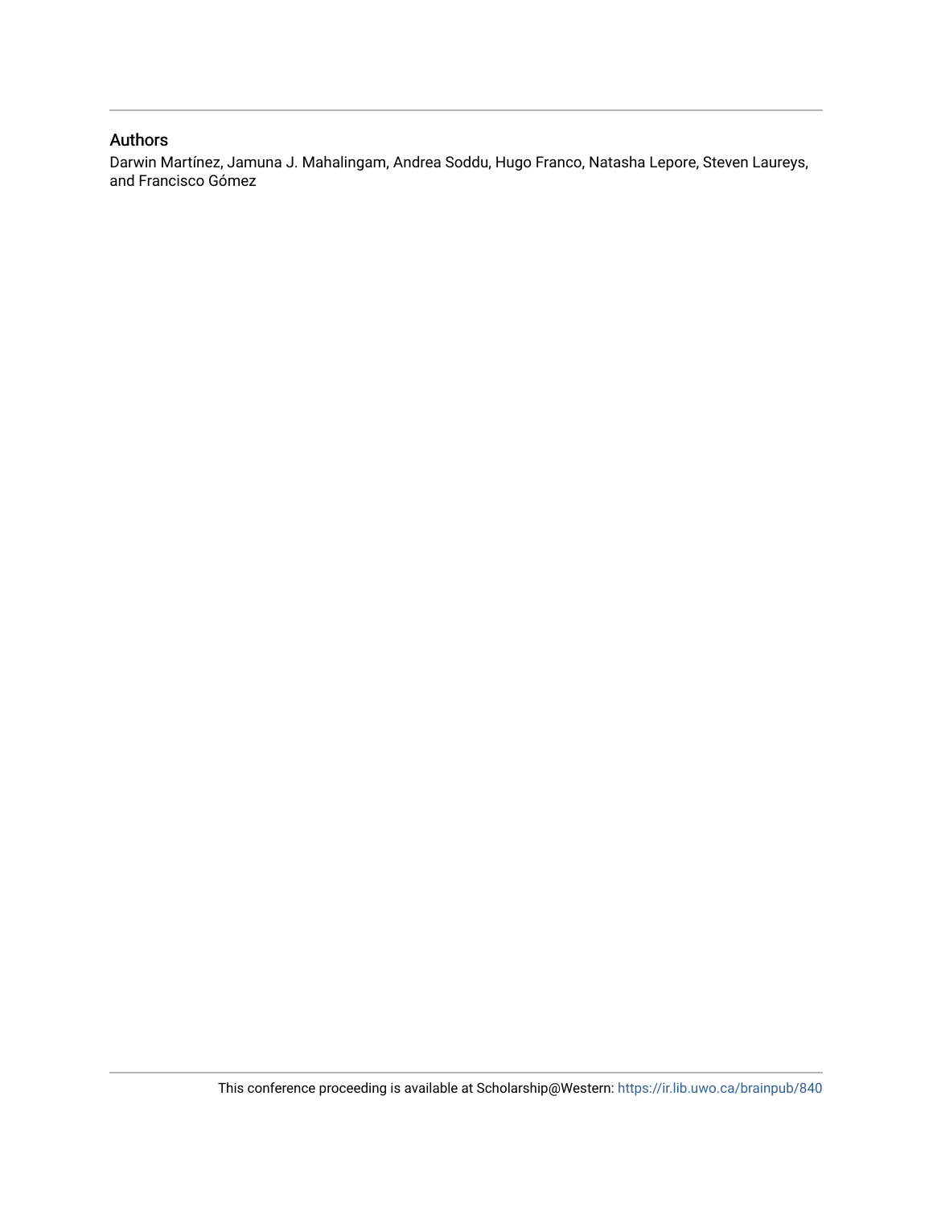## Authors

Darwin Martínez, Jamuna J. Mahalingam, Andrea Soddu, Hugo Franco, Natasha Lepore, Steven Laureys, and Francisco Gómez

This conference proceeding is available at Scholarship@Western: https://ir.lib.uwo.ca/brainpub/840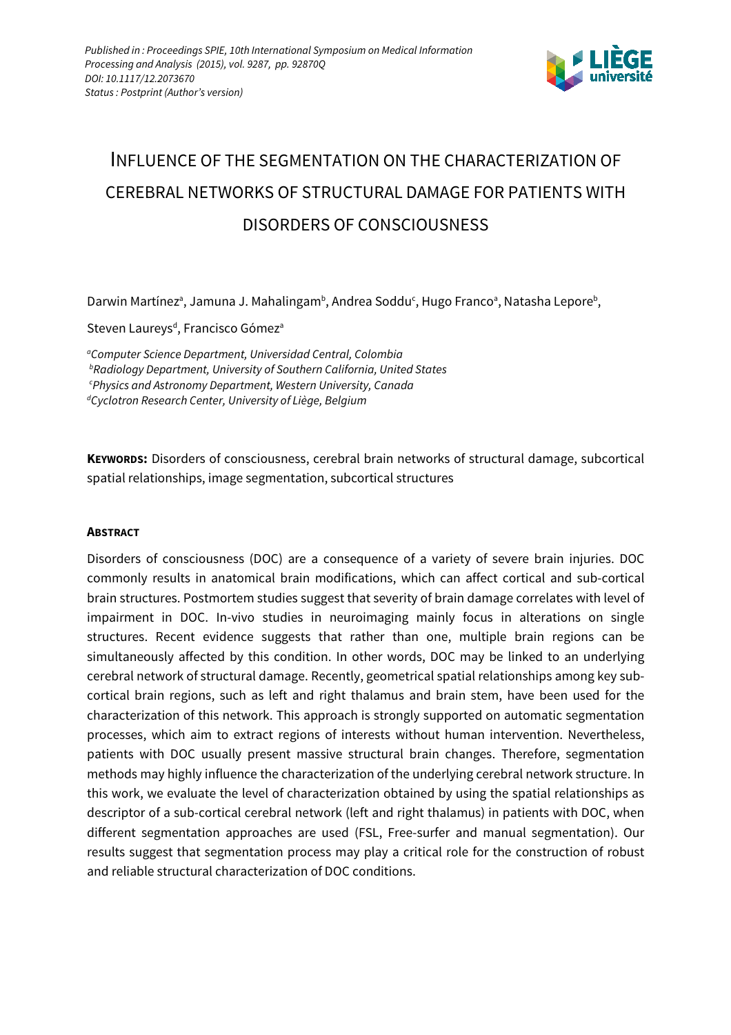*Published in : Proceedings SPIE, 10th International Symposium on Medical Information Processing and Analysis (2015), vol. 9287, pp. 92870Q*
*DOI: 10.1117/12.2073670*
*Status : Postprint (Author's version)*

# INFLUENCE OF THE SEGMENTATION ON THE CHARACTERIZATION OF CEREBRAL NETWORKS OF STRUCTURAL DAMAGE FOR PATIENTS WITH DISORDERS OF CONSCIOUSNESS

Darwin Martínez[a], Jamuna J. Mahalingam[b], Andrea Soddu[c], Hugo Franco[a], Natasha Lepore[b], Steven Laureys[d], Francisco Gómez[a]

[a]*Computer Science Department, Universidad Central, Colombia*
[b]*Radiology Department, University of Southern California, United States*
[c]*Physics and Astronomy Department, Western University, Canada*
[d]*Cyclotron Research Center, University of Liège, Belgium*

**KEYWORDS:** Disorders of consciousness, cerebral brain networks of structural damage, subcortical spatial relationships, image segmentation, subcortical structures

## ABSTRACT

Disorders of consciousness (DOC) are a consequence of a variety of severe brain injuries. DOC commonly results in anatomical brain modifications, which can affect cortical and sub-cortical brain structures. Postmortem studies suggest that severity of brain damage correlates with level of impairment in DOC. In-vivo studies in neuroimaging mainly focus in alterations on single structures. Recent evidence suggests that rather than one, multiple brain regions can be simultaneously affected by this condition. In other words, DOC may be linked to an underlying cerebral network of structural damage. Recently, geometrical spatial relationships among key sub-cortical brain regions, such as left and right thalamus and brain stem, have been used for the characterization of this network. This approach is strongly supported on automatic segmentation processes, which aim to extract regions of interests without human intervention. Nevertheless, patients with DOC usually present massive structural brain changes. Therefore, segmentation methods may highly influence the characterization of the underlying cerebral network structure. In this work, we evaluate the level of characterization obtained by using the spatial relationships as descriptor of a sub-cortical cerebral network (left and right thalamus) in patients with DOC, when different segmentation approaches are used (FSL, Free-surfer and manual segmentation). Our results suggest that segmentation process may play a critical role for the construction of robust and reliable structural characterization of DOC conditions.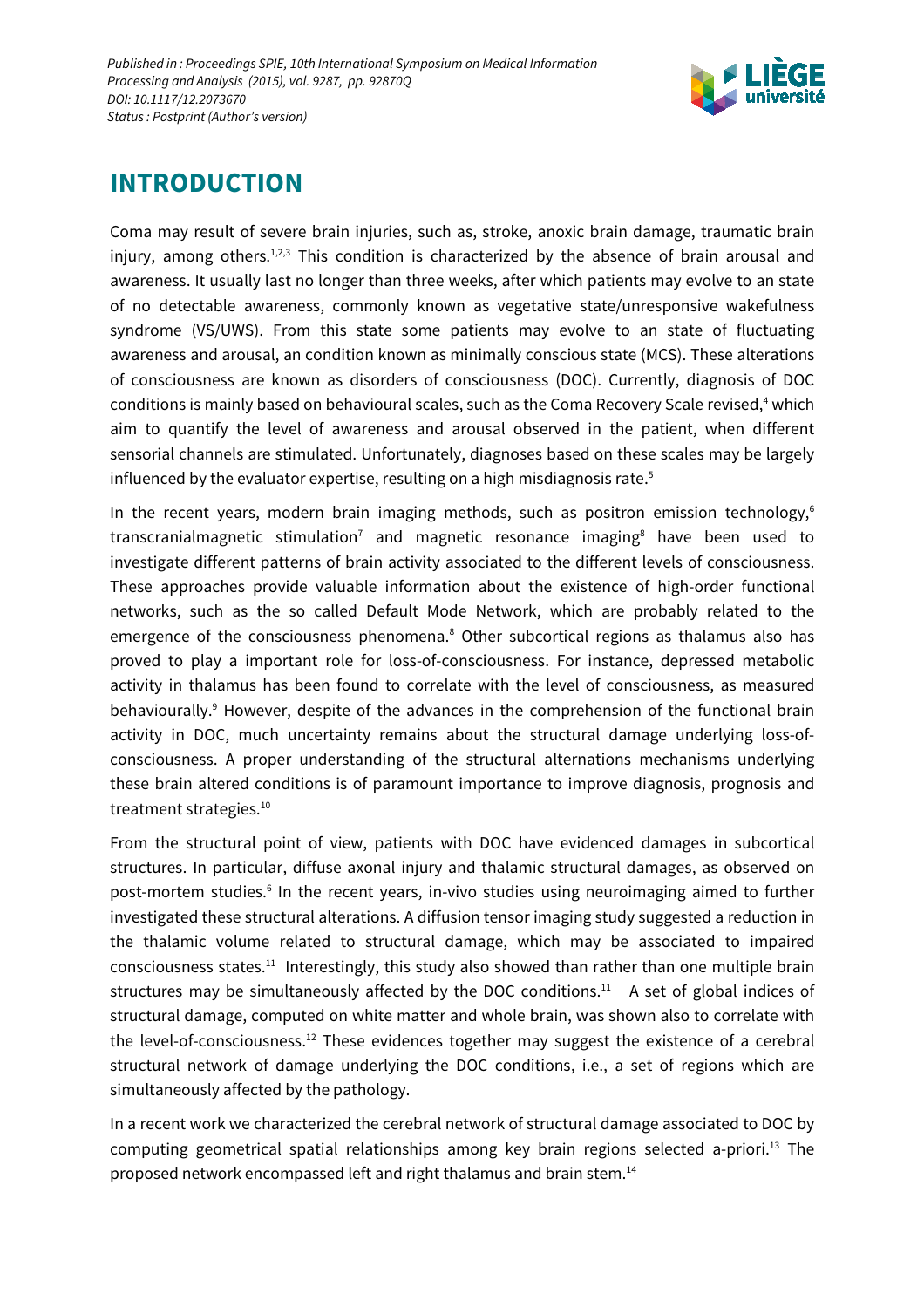# INTRODUCTION

Coma may result of severe brain injuries, such as, stroke, anoxic brain damage, traumatic brain injury, among others.[1,2,3] This condition is characterized by the absence of brain arousal and awareness. It usually last no longer than three weeks, after which patients may evolve to an state of no detectable awareness, commonly known as vegetative state/unresponsive wakefulness syndrome (VS/UWS). From this state some patients may evolve to an state of fluctuating awareness and arousal, an condition known as minimally conscious state (MCS). These alterations of consciousness are known as disorders of consciousness (DOC). Currently, diagnosis of DOC conditions is mainly based on behavioural scales, such as the Coma Recovery Scale revised,[4] which aim to quantify the level of awareness and arousal observed in the patient, when different sensorial channels are stimulated. Unfortunately, diagnoses based on these scales may be largely influenced by the evaluator expertise, resulting on a high misdiagnosis rate.[5]

In the recent years, modern brain imaging methods, such as positron emission technology,[6] transcranialmagnetic stimulation[7] and magnetic resonance imaging[8] have been used to investigate different patterns of brain activity associated to the different levels of consciousness. These approaches provide valuable information about the existence of high-order functional networks, such as the so called Default Mode Network, which are probably related to the emergence of the consciousness phenomena.[8] Other subcortical regions as thalamus also has proved to play a important role for loss-of-consciousness. For instance, depressed metabolic activity in thalamus has been found to correlate with the level of consciousness, as measured behaviourally.[9] However, despite of the advances in the comprehension of the functional brain activity in DOC, much uncertainty remains about the structural damage underlying loss-of-consciousness. A proper understanding of the structural alternations mechanisms underlying these brain altered conditions is of paramount importance to improve diagnosis, prognosis and treatment strategies.[10]

From the structural point of view, patients with DOC have evidenced damages in subcortical structures. In particular, diffuse axonal injury and thalamic structural damages, as observed on post-mortem studies.[6] In the recent years, in-vivo studies using neuroimaging aimed to further investigated these structural alterations. A diffusion tensor imaging study suggested a reduction in the thalamic volume related to structural damage, which may be associated to impaired consciousness states.[11] Interestingly, this study also showed than rather than one multiple brain structures may be simultaneously affected by the DOC conditions.[11] A set of global indices of structural damage, computed on white matter and whole brain, was shown also to correlate with the level-of-consciousness.[12] These evidences together may suggest the existence of a cerebral structural network of damage underlying the DOC conditions, i.e., a set of regions which are simultaneously affected by the pathology.

In a recent work we characterized the cerebral network of structural damage associated to DOC by computing geometrical spatial relationships among key brain regions selected a-priori.[13] The proposed network encompassed left and right thalamus and brain stem.[14]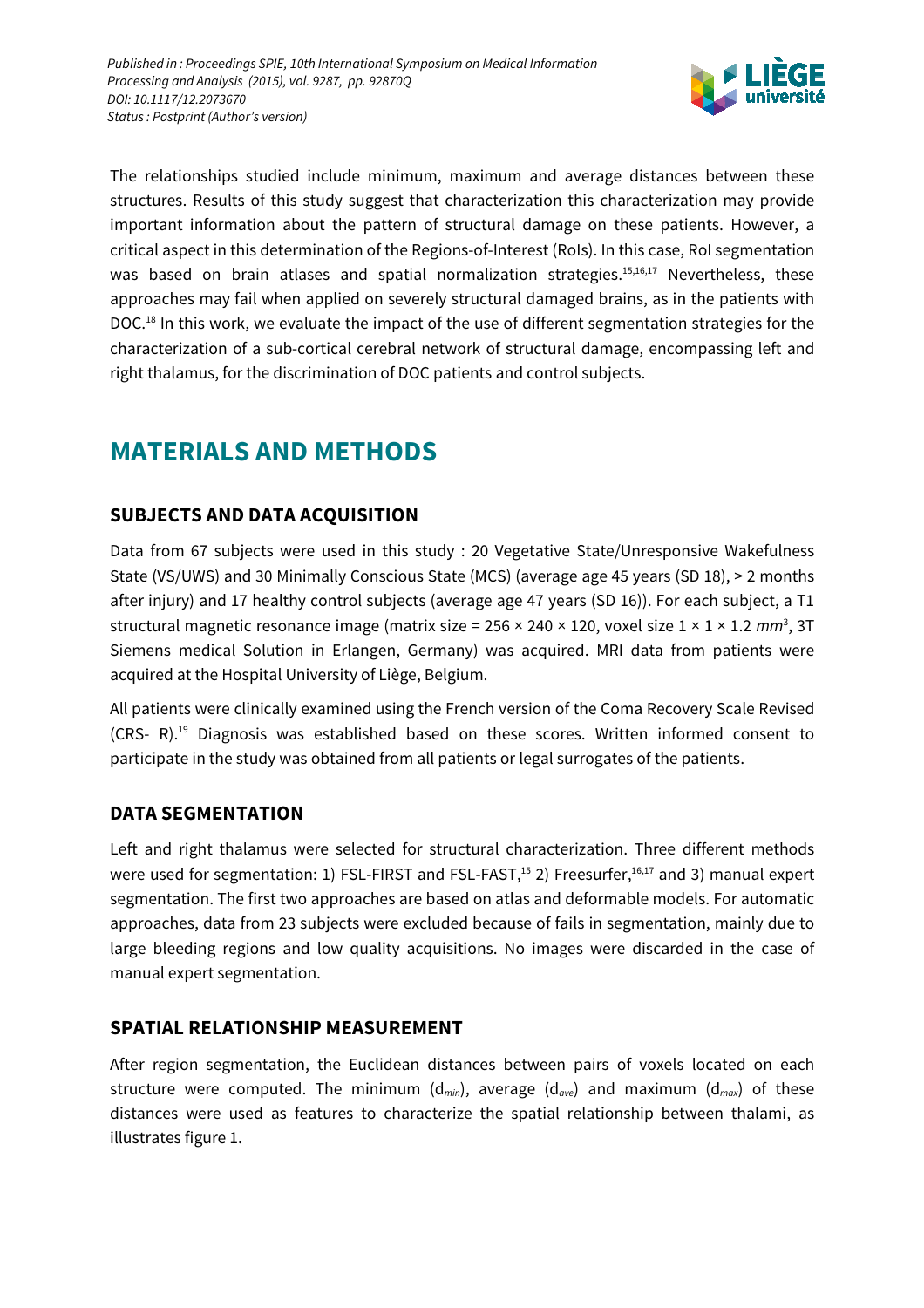The relationships studied include minimum, maximum and average distances between these structures. Results of this study suggest that characterization this characterization may provide important information about the pattern of structural damage on these patients. However, a critical aspect in this determination of the Regions-of-Interest (RoIs). In this case, RoI segmentation was based on brain atlases and spatial normalization strategies.[15,16,17] Nevertheless, these approaches may fail when applied on severely structural damaged brains, as in the patients with DOC.[18] In this work, we evaluate the impact of the use of different segmentation strategies for the characterization of a sub-cortical cerebral network of structural damage, encompassing left and right thalamus, for the discrimination of DOC patients and control subjects.

# MATERIALS AND METHODS

## SUBJECTS AND DATA ACQUISITION

Data from 67 subjects were used in this study : 20 Vegetative State/Unresponsive Wakefulness State (VS/UWS) and 30 Minimally Conscious State (MCS) (average age 45 years (SD 18), > 2 months after injury) and 17 healthy control subjects (average age 47 years (SD 16)). For each subject, a T1 structural magnetic resonance image (matrix size = 256 × 240 × 120, voxel size 1 × 1 × 1.2 $mm^3$, 3T Siemens medical Solution in Erlangen, Germany) was acquired. MRI data from patients were acquired at the Hospital University of Liège, Belgium.

All patients were clinically examined using the French version of the Coma Recovery Scale Revised (CRS- R).[19] Diagnosis was established based on these scores. Written informed consent to participate in the study was obtained from all patients or legal surrogates of the patients.

## DATA SEGMENTATION

Left and right thalamus were selected for structural characterization. Three different methods were used for segmentation: 1) FSL-FIRST and FSL-FAST,[15] 2) Freesurfer,[16,17] and 3) manual expert segmentation. The first two approaches are based on atlas and deformable models. For automatic approaches, data from 23 subjects were excluded because of fails in segmentation, mainly due to large bleeding regions and low quality acquisitions. No images were discarded in the case of manual expert segmentation.

## SPATIAL RELATIONSHIP MEASUREMENT

After region segmentation, the Euclidean distances between pairs of voxels located on each structure were computed. The minimum ($d_{min}$), average ($d_{ave}$) and maximum ($d_{max}$) of these distances were used as features to characterize the spatial relationship between thalami, as illustrates figure 1.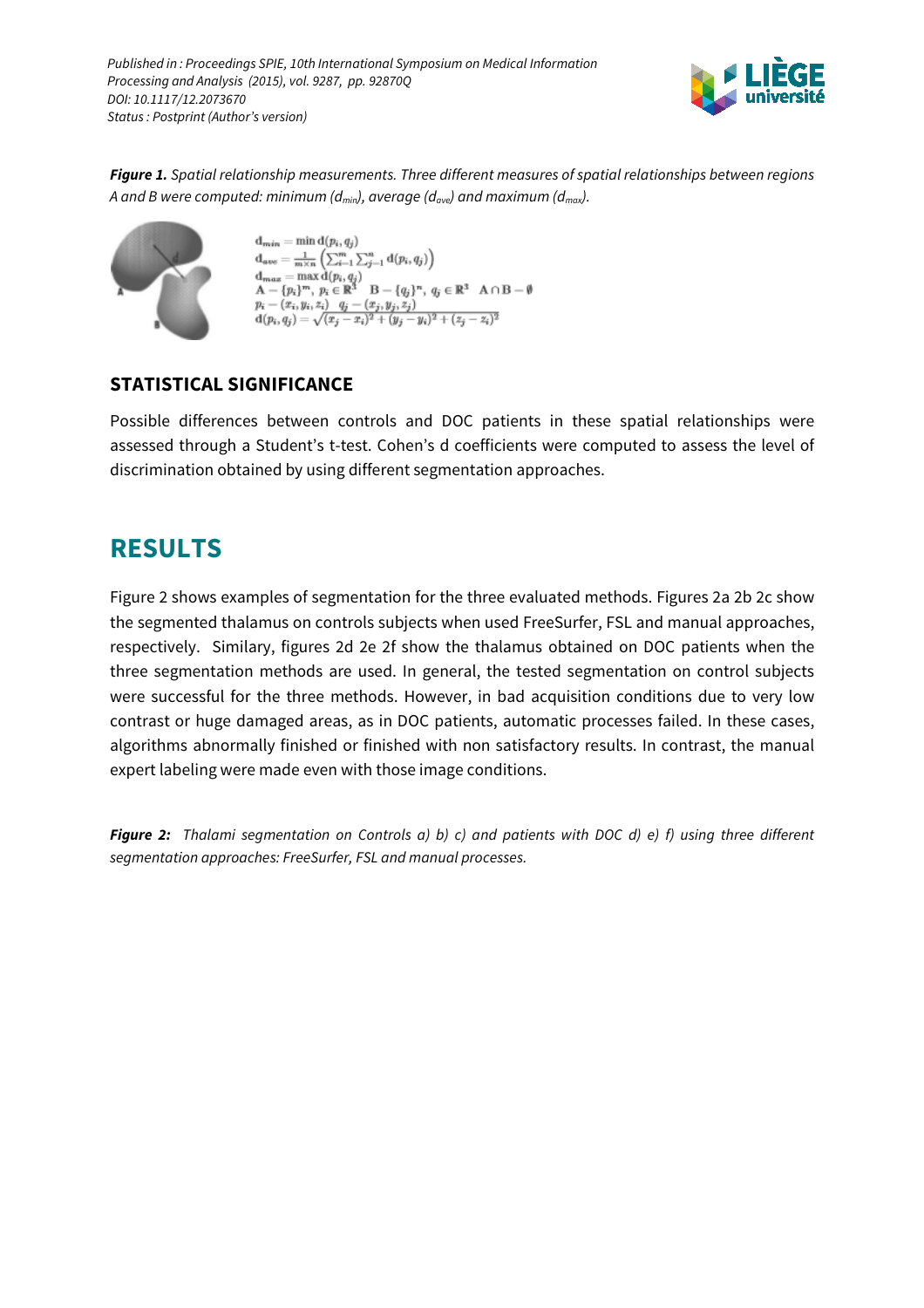***Figure 1.*** *Spatial relationship measurements. Three different measures of spatial relationships between regions A and B were computed: minimum ($d_{min}$), average ($d_{ave}$) and maximum ($d_{max}$).*

$$
\begin{aligned}
\mathbf{d}_{min} &= \min \mathrm{d}(p_i, q_j) \\
\mathbf{d}_{ave} &= \frac{1}{m \times n}\left(\sum_{i=1}^{m}\sum_{j=1}^{n} \mathrm{d}(p_i, q_j)\right) \\
\mathbf{d}_{max} &= \max \mathrm{d}(p_i, q_j) \\
\mathbf{A} &= \{p_i\}^m,\ p_i \in \mathbb{R}^3 \quad \mathbf{B} = \{q_j\}^n,\ q_j \in \mathbb{R}^3 \quad \mathbf{A} \cap \mathbf{B} = \emptyset \\
p_i &= (x_i, y_i, z_i) \quad q_j = (x_j, y_j, z_j) \\
\mathrm{d}(p_i, q_j) &= \sqrt{(x_j - x_i)^2 + (y_j - y_i)^2 + (z_j - z_i)^2}
\end{aligned}
$$

### STATISTICAL SIGNIFICANCE

Possible differences between controls and DOC patients in these spatial relationships were assessed through a Student's t-test. Cohen's d coefficients were computed to assess the level of discrimination obtained by using different segmentation approaches.

## RESULTS

Figure 2 shows examples of segmentation for the three evaluated methods. Figures 2a 2b 2c show the segmented thalamus on controls subjects when used FreeSurfer, FSL and manual approaches, respectively. Similary, figures 2d 2e 2f show the thalamus obtained on DOC patients when the three segmentation methods are used. In general, the tested segmentation on control subjects were successful for the three methods. However, in bad acquisition conditions due to very low contrast or huge damaged areas, as in DOC patients, automatic processes failed. In these cases, algorithms abnormally finished or finished with non satisfactory results. In contrast, the manual expert labeling were made even with those image conditions.

***Figure 2:*** *Thalami segmentation on Controls a) b) c) and patients with DOC d) e) f) using three different segmentation approaches: FreeSurfer, FSL and manual processes.*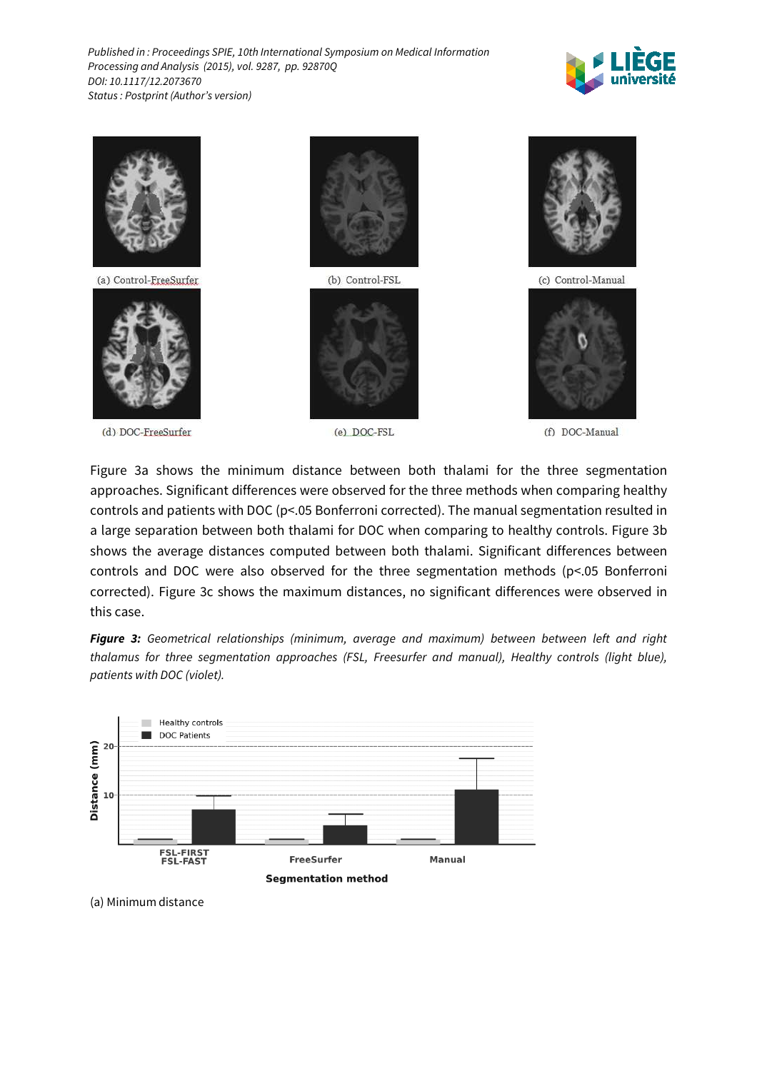(a) Control-FreeSurfer

(b) Control-FSL

(c) Control-Manual

(d) DOC-FreeSurfer

(e) DOC-FSL

(f) DOC-Manual

Figure 3a shows the minimum distance between both thalami for the three segmentation approaches. Significant differences were observed for the three methods when comparing healthy controls and patients with DOC (p<.05 Bonferroni corrected). The manual segmentation resulted in a large separation between both thalami for DOC when comparing to healthy controls. Figure 3b shows the average distances computed between both thalami. Significant differences between controls and DOC were also observed for the three segmentation methods (p<.05 Bonferroni corrected). Figure 3c shows the maximum distances, no significant differences were observed in this case.

***Figure 3:*** *Geometrical relationships (minimum, average and maximum) between between left and right thalamus for three segmentation approaches (FSL, Freesurfer and manual), Healthy controls (light blue), patients with DOC (violet).*

(a) Minimum distance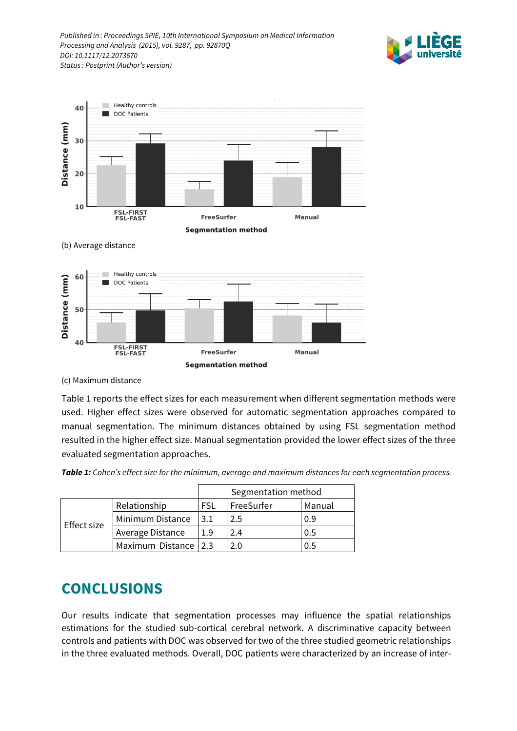(b) Average distance

(c) Maximum distance

Table 1 reports the effect sizes for each measurement when different segmentation methods were used. Higher effect sizes were observed for automatic segmentation approaches compared to manual segmentation. The minimum distances obtained by using FSL segmentation method resulted in the higher effect size. Manual segmentation provided the lower effect sizes of the three evaluated segmentation approaches.

***Table 1:*** *Cohen's effect size for the minimum, average and maximum distances for each segmentation process.*

| | | Segmentation method | | |
|---|---|---|---|---|
| | Relationship | FSL | FreeSurfer | Manual |
| Effect size | Minimum Distance | 3.1 | 2.5 | 0.9 |
| | Average Distance | 1.9 | 2.4 | 0.5 |
| | Maximum Distance | 2.3 | 2.0 | 0.5 |

## CONCLUSIONS

Our results indicate that segmentation processes may influence the spatial relationships estimations for the studied sub-cortical cerebral network. A discriminative capacity between controls and patients with DOC was observed for two of the three studied geometric relationships in the three evaluated methods. Overall, DOC patients were characterized by an increase of inter-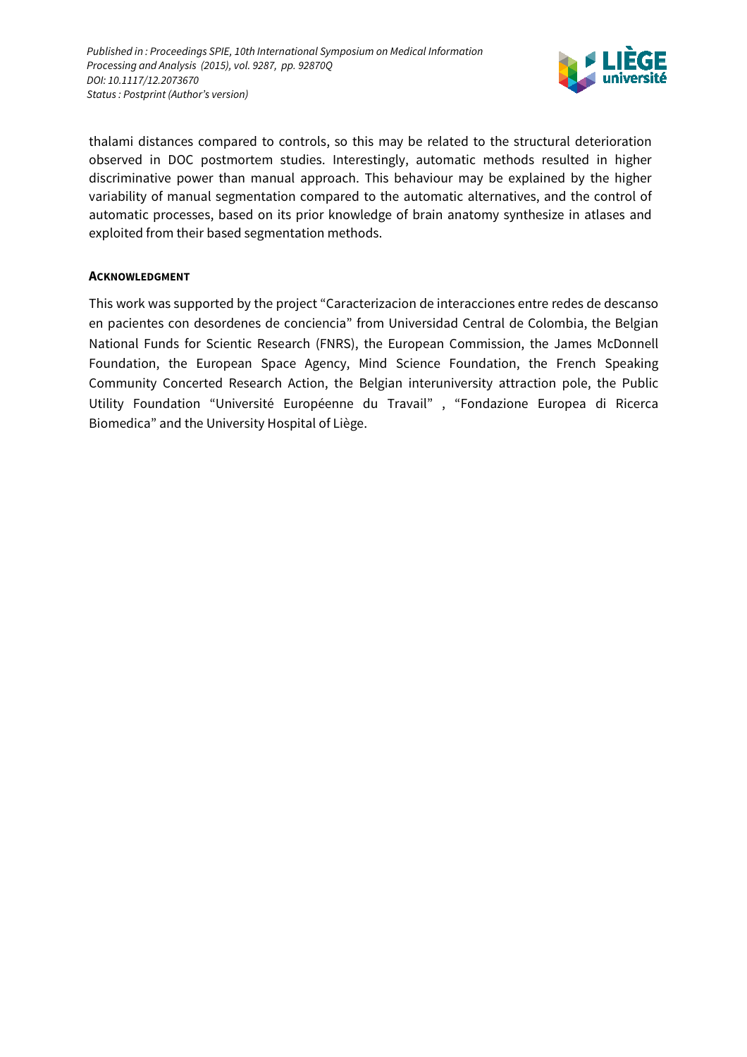thalami distances compared to controls, so this may be related to the structural deterioration observed in DOC postmortem studies. Interestingly, automatic methods resulted in higher discriminative power than manual approach. This behaviour may be explained by the higher variability of manual segmentation compared to the automatic alternatives, and the control of automatic processes, based on its prior knowledge of brain anatomy synthesize in atlases and exploited from their based segmentation methods.

#### ACKNOWLEDGMENT

This work was supported by the project "Caracterizacion de interacciones entre redes de descanso en pacientes con desordenes de conciencia" from Universidad Central de Colombia, the Belgian National Funds for Scientic Research (FNRS), the European Commission, the James McDonnell Foundation, the European Space Agency, Mind Science Foundation, the French Speaking Community Concerted Research Action, the Belgian interuniversity attraction pole, the Public Utility Foundation "Université Européenne du Travail" , "Fondazione Europea di Ricerca Biomedica" and the University Hospital of Liège.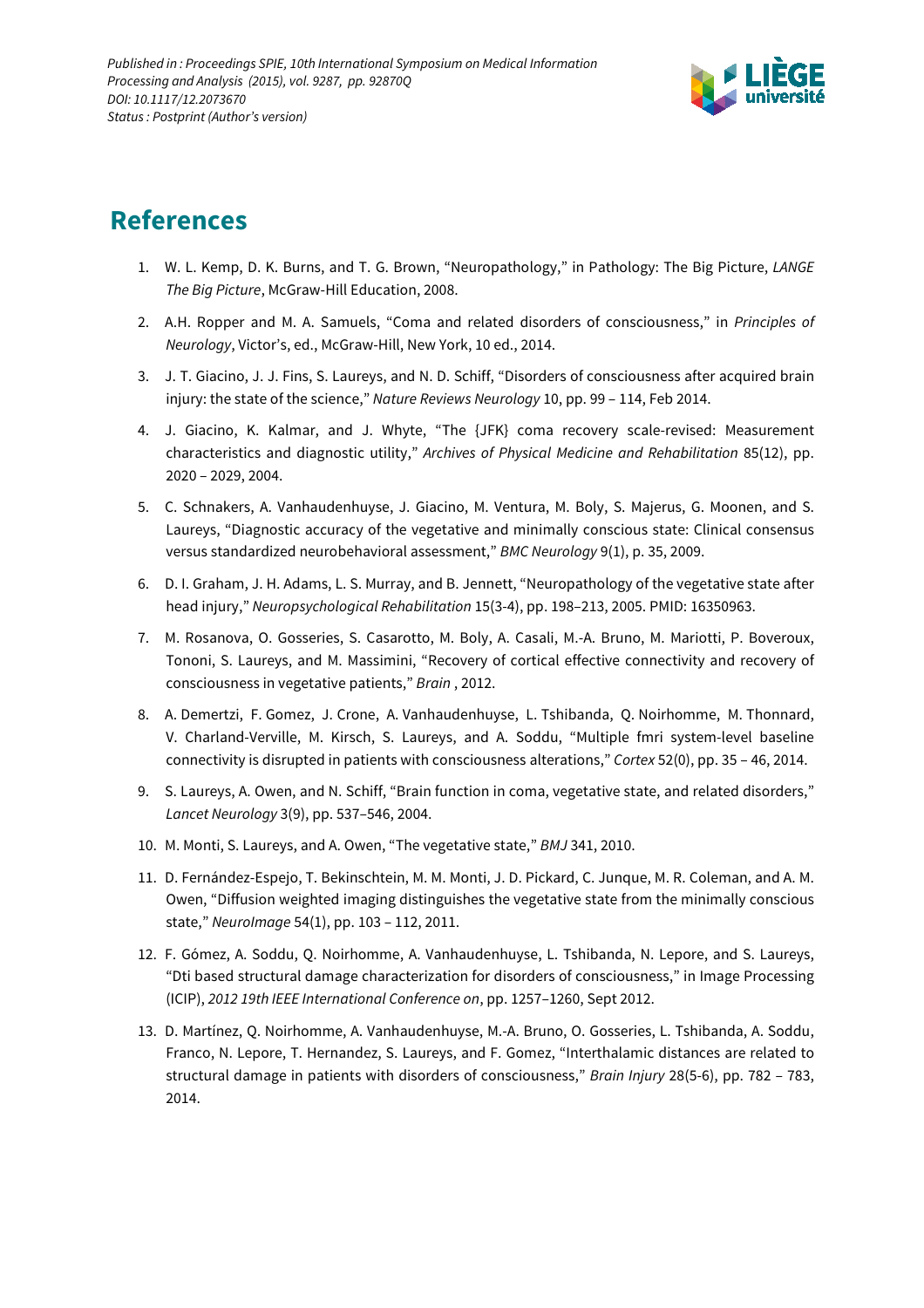## References

1. W. L. Kemp, D. K. Burns, and T. G. Brown, "Neuropathology," in Pathology: The Big Picture, *LANGE The Big Picture*, McGraw-Hill Education, 2008.
2. A.H. Ropper and M. A. Samuels, "Coma and related disorders of consciousness," in *Principles of Neurology*, Victor's, ed., McGraw-Hill, New York, 10 ed., 2014.
3. J. T. Giacino, J. J. Fins, S. Laureys, and N. D. Schiff, "Disorders of consciousness after acquired brain injury: the state of the science," *Nature Reviews Neurology* 10, pp. 99 – 114, Feb 2014.
4. J. Giacino, K. Kalmar, and J. Whyte, "The {JFK} coma recovery scale-revised: Measurement characteristics and diagnostic utility," *Archives of Physical Medicine and Rehabilitation* 85(12), pp. 2020 – 2029, 2004.
5. C. Schnakers, A. Vanhaudenhuyse, J. Giacino, M. Ventura, M. Boly, S. Majerus, G. Moonen, and S. Laureys, "Diagnostic accuracy of the vegetative and minimally conscious state: Clinical consensus versus standardized neurobehavioral assessment," *BMC Neurology* 9(1), p. 35, 2009.
6. D. I. Graham, J. H. Adams, L. S. Murray, and B. Jennett, "Neuropathology of the vegetative state after head injury," *Neuropsychological Rehabilitation* 15(3-4), pp. 198–213, 2005. PMID: 16350963.
7. M. Rosanova, O. Gosseries, S. Casarotto, M. Boly, A. Casali, M.-A. Bruno, M. Mariotti, P. Boveroux, Tononi, S. Laureys, and M. Massimini, "Recovery of cortical effective connectivity and recovery of consciousness in vegetative patients," *Brain* , 2012.
8. A. Demertzi, F. Gomez, J. Crone, A. Vanhaudenhuyse, L. Tshibanda, Q. Noirhomme, M. Thonnard, V. Charland-Verville, M. Kirsch, S. Laureys, and A. Soddu, "Multiple fmri system-level baseline connectivity is disrupted in patients with consciousness alterations," *Cortex* 52(0), pp. 35 – 46, 2014.
9. S. Laureys, A. Owen, and N. Schiff, "Brain function in coma, vegetative state, and related disorders," *Lancet Neurology* 3(9), pp. 537–546, 2004.
10. M. Monti, S. Laureys, and A. Owen, "The vegetative state," *BMJ* 341, 2010.
11. D. Fernández-Espejo, T. Bekinschtein, M. M. Monti, J. D. Pickard, C. Junque, M. R. Coleman, and A. M. Owen, "Diffusion weighted imaging distinguishes the vegetative state from the minimally conscious state," *NeuroImage* 54(1), pp. 103 – 112, 2011.
12. F. Gómez, A. Soddu, Q. Noirhomme, A. Vanhaudenhuyse, L. Tshibanda, N. Lepore, and S. Laureys, "Dti based structural damage characterization for disorders of consciousness," in Image Processing (ICIP), *2012 19th IEEE International Conference on*, pp. 1257–1260, Sept 2012.
13. D. Martínez, Q. Noirhomme, A. Vanhaudenhuyse, M.-A. Bruno, O. Gosseries, L. Tshibanda, A. Soddu, Franco, N. Lepore, T. Hernandez, S. Laureys, and F. Gomez, "Interthalamic distances are related to structural damage in patients with disorders of consciousness," *Brain Injury* 28(5-6), pp. 782 – 783, 2014.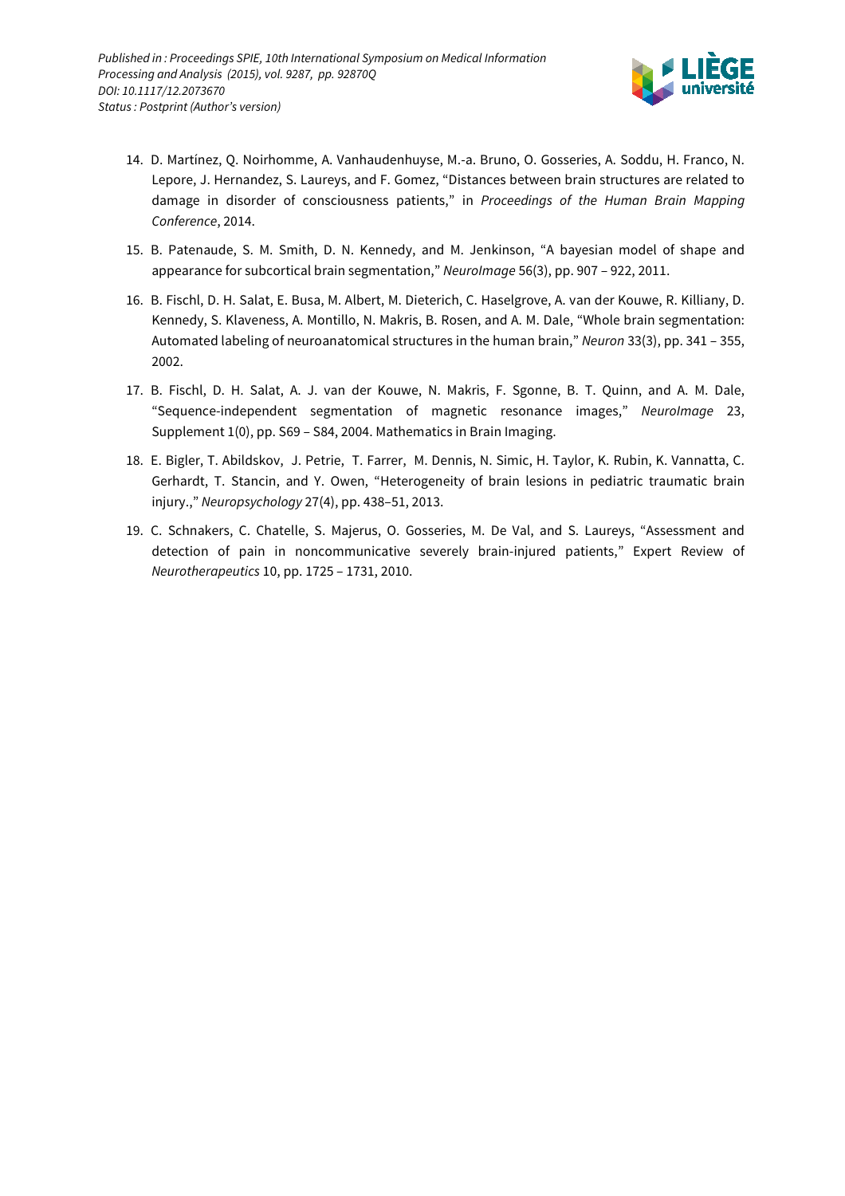14. D. Martínez, Q. Noirhomme, A. Vanhaudenhuyse, M.-a. Bruno, O. Gosseries, A. Soddu, H. Franco, N. Lepore, J. Hernandez, S. Laureys, and F. Gomez, "Distances between brain structures are related to damage in disorder of consciousness patients," in *Proceedings of the Human Brain Mapping Conference*, 2014.

15. B. Patenaude, S. M. Smith, D. N. Kennedy, and M. Jenkinson, "A bayesian model of shape and appearance for subcortical brain segmentation," *NeuroImage* 56(3), pp. 907 – 922, 2011.

16. B. Fischl, D. H. Salat, E. Busa, M. Albert, M. Dieterich, C. Haselgrove, A. van der Kouwe, R. Killiany, D. Kennedy, S. Klaveness, A. Montillo, N. Makris, B. Rosen, and A. M. Dale, "Whole brain segmentation: Automated labeling of neuroanatomical structures in the human brain," *Neuron* 33(3), pp. 341 – 355, 2002.

17. B. Fischl, D. H. Salat, A. J. van der Kouwe, N. Makris, F. Sgonne, B. T. Quinn, and A. M. Dale, "Sequence-independent segmentation of magnetic resonance images," *NeuroImage* 23, Supplement 1(0), pp. S69 – S84, 2004. Mathematics in Brain Imaging.

18. E. Bigler, T. Abildskov, J. Petrie, T. Farrer, M. Dennis, N. Simic, H. Taylor, K. Rubin, K. Vannatta, C. Gerhardt, T. Stancin, and Y. Owen, "Heterogeneity of brain lesions in pediatric traumatic brain injury.," *Neuropsychology* 27(4), pp. 438–51, 2013.

19. C. Schnakers, C. Chatelle, S. Majerus, O. Gosseries, M. De Val, and S. Laureys, "Assessment and detection of pain in noncommunicative severely brain-injured patients," Expert Review of *Neurotherapeutics* 10, pp. 1725 – 1731, 2010.